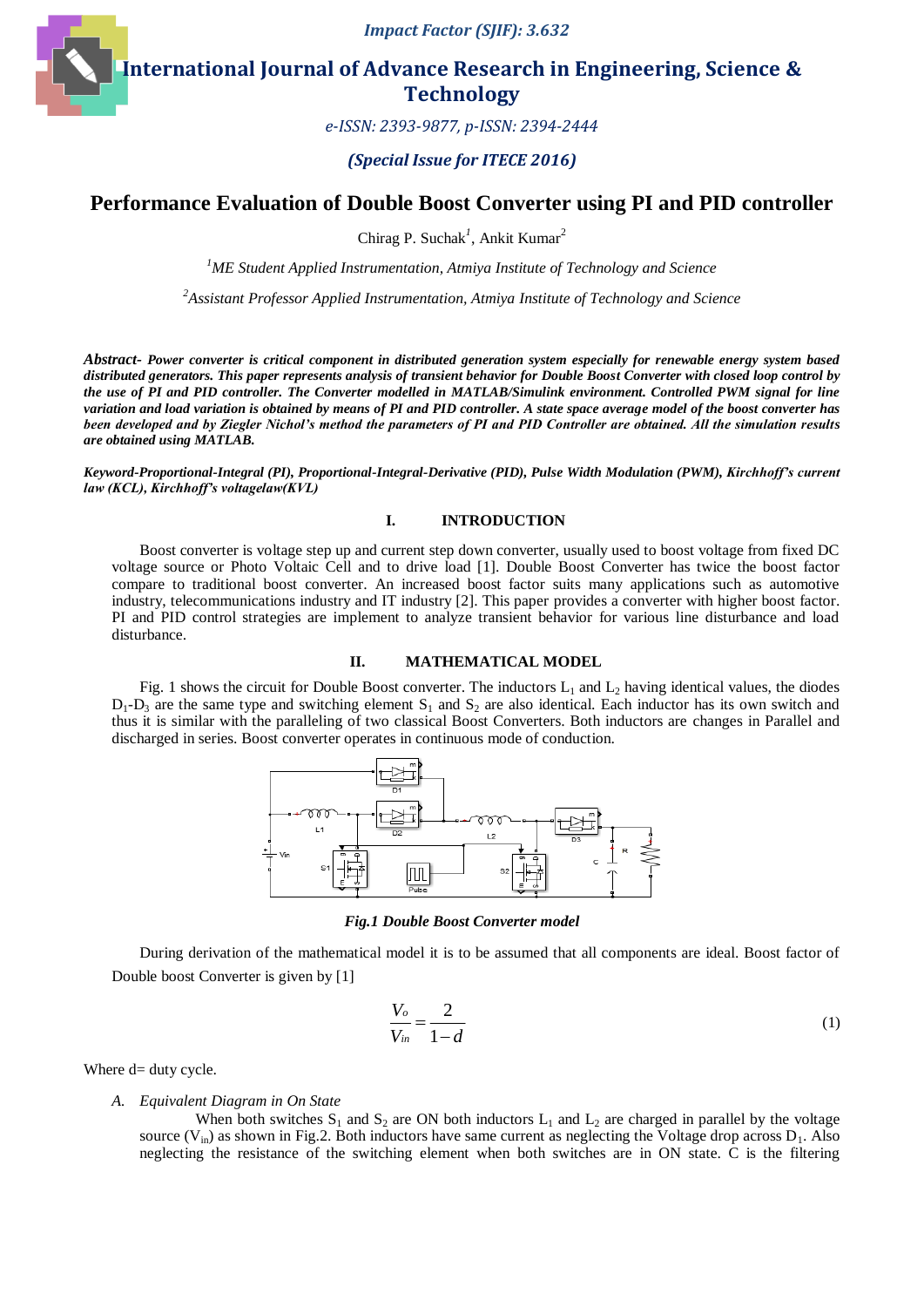Impact Factor (SJIF): 3.632

# International Journal of Advance Research in Engineering, Science & Technology

*e-ISSN: 2393-9877, p-ISSN: 2394-2444*

***(Special Issue for ITECE 2016)***

# Performance Evaluation of Double Boost Converter using PI and PID controller

Chirag P. Suchak[1], Ankit Kumar[2]

*[1]ME Student Applied Instrumentation, Atmiya Institute of Technology and Science*

*[2]Assistant Professor Applied Instrumentation, Atmiya Institute of Technology and Science*

***Abstract-** Power converter is critical component in distributed generation system especially for renewable energy system based distributed generators. This paper represents analysis of transient behavior for Double Boost Converter with closed loop control by the use of PI and PID controller. The Converter modelled in MATLAB/Simulink environment. Controlled PWM signal for line variation and load variation is obtained by means of PI and PID controller. A state space average model of the boost converter has been developed and by Ziegler Nichol's method the parameters of PI and PID Controller are obtained. All the simulation results are obtained using MATLAB.*

***Keyword-Proportional-Integral (PI), Proportional-Integral-Derivative (PID), Pulse Width Modulation (PWM), Kirchhoff's current law (KCL), Kirchhoff's voltagelaw(KVL)***

## I. INTRODUCTION

Boost converter is voltage step up and current step down converter, usually used to boost voltage from fixed DC voltage source or Photo Voltaic Cell and to drive load [1]. Double Boost Converter has twice the boost factor compare to traditional boost converter. An increased boost factor suits many applications such as automotive industry, telecommunications industry and IT industry [2]. This paper provides a converter with higher boost factor. PI and PID control strategies are implement to analyze transient behavior for various line disturbance and load disturbance.

## II. MATHEMATICAL MODEL

Fig. 1 shows the circuit for Double Boost converter. The inductors $L_1$ and $L_2$ having identical values, the diodes $D_1$-$D_3$ are the same type and switching element $S_1$ and $S_2$ are also identical. Each inductor has its own switch and thus it is similar with the paralleling of two classical Boost Converters. Both inductors are changes in Parallel and discharged in series. Boost converter operates in continuous mode of conduction.

***Fig.1 Double Boost Converter model***

During derivation of the mathematical model it is to be assumed that all components are ideal. Boost factor of Double boost Converter is given by [1]

$$\frac{V_o}{V_{in}} = \frac{2}{1-d} \tag{1}$$

Where d= duty cycle.

### *A. Equivalent Diagram in On State*

When both switches $S_1$ and $S_2$ are ON both inductors $L_1$ and $L_2$ are charged in parallel by the voltage source ($V_{in}$) as shown in Fig.2. Both inductors have same current as neglecting the Voltage drop across $D_1$. Also neglecting the resistance of the switching element when both switches are in ON state. C is the filtering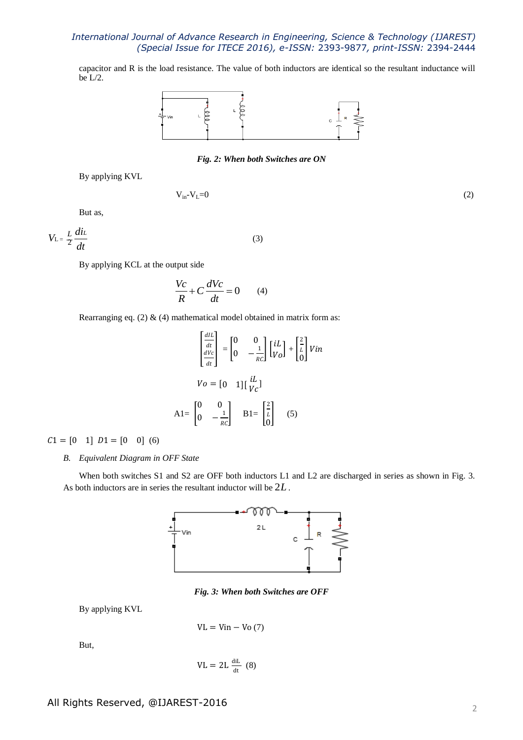capacitor and R is the load resistance. The value of both inductors are identical so the resultant inductance will be L/2.

*Fig. 2: When both Switches are ON*

By applying KVL

$$V_{in}\text{-}V_L=0 \quad (2)$$

But as,

$$V_L = \frac{L}{2}\frac{di_L}{dt} \quad (3)$$

By applying KCL at the output side

$$\frac{Vc}{R} + C\frac{dVc}{dt} = 0 \quad (4)$$

Rearranging eq. (2) & (4) mathematical model obtained in matrix form as:

$$\begin{bmatrix} \frac{dIL}{dt} \\ \frac{dVc}{dt} \end{bmatrix} = \begin{bmatrix} 0 & 0 \\ 0 & -\frac{1}{RC} \end{bmatrix} \begin{bmatrix} iL \\ Vo \end{bmatrix} + \begin{bmatrix} \frac{2}{L} \\ 0 \end{bmatrix} Vin$$

$$Vo = [0 \quad 1]\begin{bmatrix} iL \\ Vc \end{bmatrix}$$

$$A1 = \begin{bmatrix} 0 & 0 \\ 0 & -\frac{1}{RC} \end{bmatrix} \quad B1 = \begin{bmatrix} \frac{2}{L} \\ 0 \end{bmatrix} \quad (5)$$

$$C1 = [0 \quad 1] \;\; D1 = [0 \quad 0] \;\; (6)$$

### B. Equivalent Diagram in OFF State

When both switches S1 and S2 are OFF both inductors L1 and L2 are discharged in series as shown in Fig. 3. As both inductors are in series the resultant inductor will be $2L$.

*Fig. 3: When both Switches are OFF*

By applying KVL

$$VL = Vin - Vo \;(7)$$

But,

$$VL = 2L\frac{diL}{dt} \;(8)$$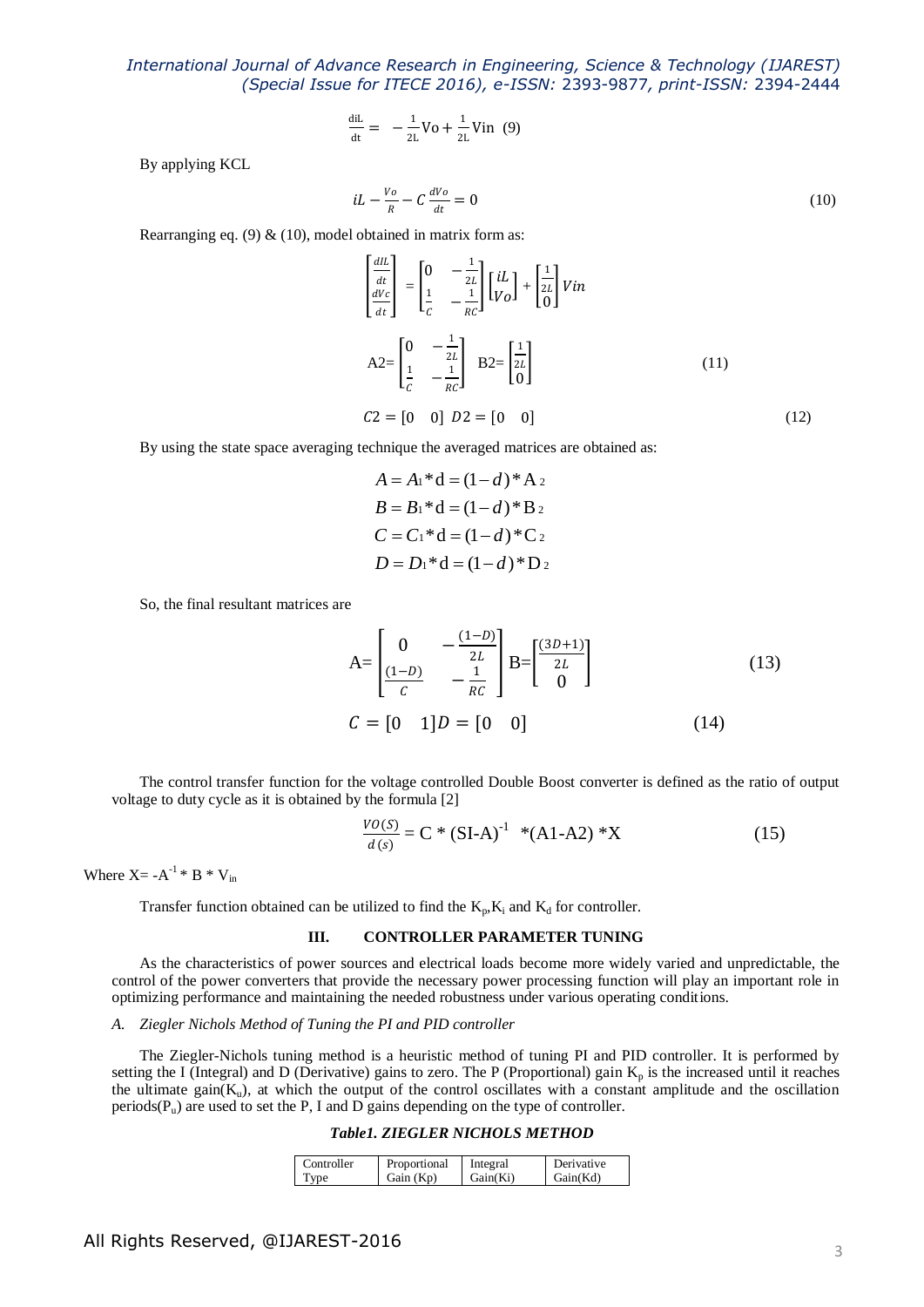$$\frac{diL}{dt} = -\frac{1}{2L}Vo + \frac{1}{2L}Vin \quad (9)$$

By applying KCL

$$iL - \frac{Vo}{R} - C\frac{dVo}{dt} = 0 \quad (10)$$

Rearranging eq. (9) & (10), model obtained in matrix form as:

$$\begin{bmatrix} \frac{diL}{dt} \\ \frac{dVc}{dt} \end{bmatrix} = \begin{bmatrix} 0 & -\frac{1}{2L} \\ \frac{1}{C} & -\frac{1}{RC} \end{bmatrix} \begin{bmatrix} iL \\ Vo \end{bmatrix} + \begin{bmatrix} \frac{1}{2L} \\ 0 \end{bmatrix} Vin$$

$$A2 = \begin{bmatrix} 0 & -\frac{1}{2L} \\ \frac{1}{C} & -\frac{1}{RC} \end{bmatrix} \quad B2 = \begin{bmatrix} \frac{1}{2L} \\ 0 \end{bmatrix} \quad (11)$$

$$C2 = [0 \quad 0] \; D2 = [0 \quad 0] \quad (12)$$

By using the state space averaging technique the averaged matrices are obtained as:

$$A = A_1 * d = (1-d) * A_2$$
$$B = B_1 * d = (1-d) * B_2$$
$$C = C_1 * d = (1-d) * C_2$$
$$D = D_1 * d = (1-d) * D_2$$

So, the final resultant matrices are

$$A = \begin{bmatrix} 0 & -\frac{(1-D)}{2L} \\ \frac{(1-D)}{C} & -\frac{1}{RC} \end{bmatrix} \quad B = \begin{bmatrix} \frac{(3D+1)}{2L} \\ 0 \end{bmatrix} \quad (13)$$

$$C = [0 \quad 1] D = [0 \quad 0] \quad (14)$$

The control transfer function for the voltage controlled Double Boost converter is defined as the ratio of output voltage to duty cycle as it is obtained by the formula [2]

$$\frac{VO(S)}{d(s)} = C * (SI-A)^{-1} * (A1-A2) * X \quad (15)$$

Where $X = -A^{-1} * B * V_{in}$

Transfer function obtained can be utilized to find the $K_p$, $K_i$ and $K_d$ for controller.

## III. CONTROLLER PARAMETER TUNING

As the characteristics of power sources and electrical loads become more widely varied and unpredictable, the control of the power converters that provide the necessary power processing function will play an important role in optimizing performance and maintaining the needed robustness under various operating conditions.

### *A. Ziegler Nichols Method of Tuning the PI and PID controller*

The Ziegler-Nichols tuning method is a heuristic method of tuning PI and PID controller. It is performed by setting the I (Integral) and D (Derivative) gains to zero. The P (Proportional) gain $K_p$ is the increased until it reaches the ultimate gain($K_u$), at which the output of the control oscillates with a constant amplitude and the oscillation periods($P_u$) are used to set the P, I and D gains depending on the type of controller.

***Table1. ZIEGLER NICHOLS METHOD***

| Controller Type | Proportional Gain (Kp) | Integral Gain(Ki) | Derivative Gain(Kd) |
|---|---|---|---|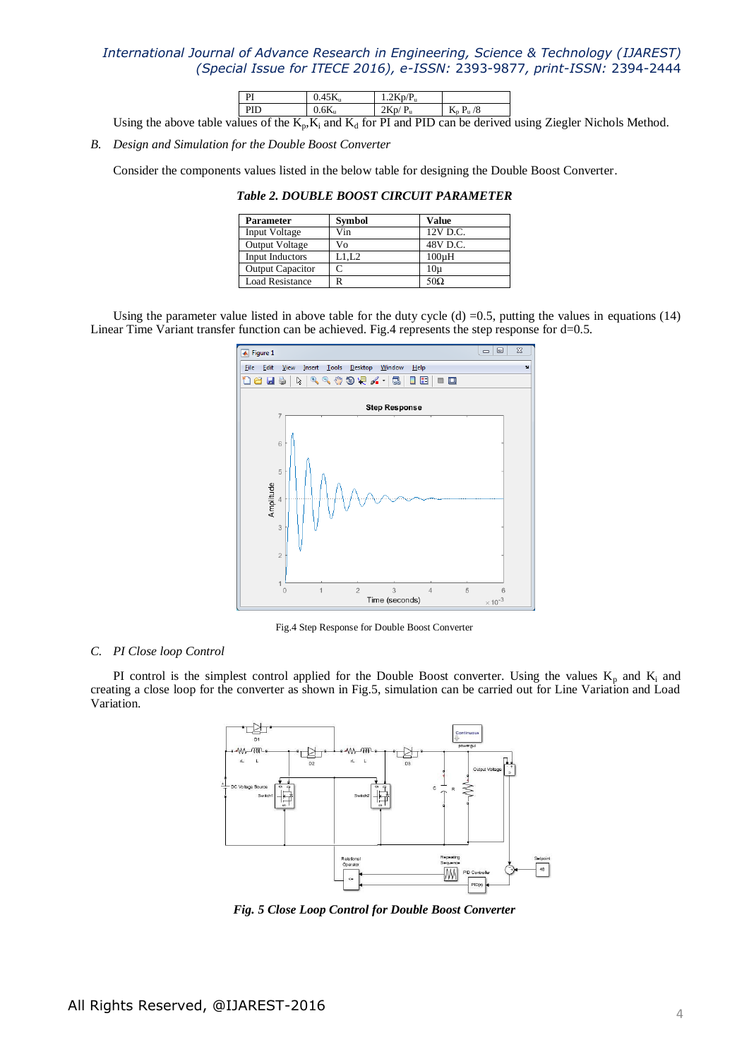| PI | $0.45K_u$ | $1.2Kp/P_u$ | |
|---|---|---|---|
| PID | $0.6K_u$ | $2Kp/ P_u$ | $K_p P_u /8$ |

Using the above table values of the $K_p$,$K_i$ and $K_d$ for PI and PID can be derived using Ziegler Nichols Method.

### B. *Design and Simulation for the Double Boost Converter*

Consider the components values listed in the below table for designing the Double Boost Converter.

***Table 2. DOUBLE BOOST CIRCUIT PARAMETER***

| Parameter | Symbol | Value |
|---|---|---|
| Input Voltage | Vin | 12V D.C. |
| Output Voltage | Vo | 48V D.C. |
| Input Inductors | L1,L2 | 100µH |
| Output Capacitor | C | 10µ |
| Load Resistance | R | 50Ω |

Using the parameter value listed in above table for the duty cycle (d) =0.5, putting the values in equations (14) Linear Time Variant transfer function can be achieved. Fig.4 represents the step response for d=0.5.

Fig.4 Step Response for Double Boost Converter

### C. *PI Close loop Control*

PI control is the simplest control applied for the Double Boost converter. Using the values $K_p$ and $K_i$ and creating a close loop for the converter as shown in Fig.5, simulation can be carried out for Line Variation and Load Variation.

***Fig. 5 Close Loop Control for Double Boost Converter***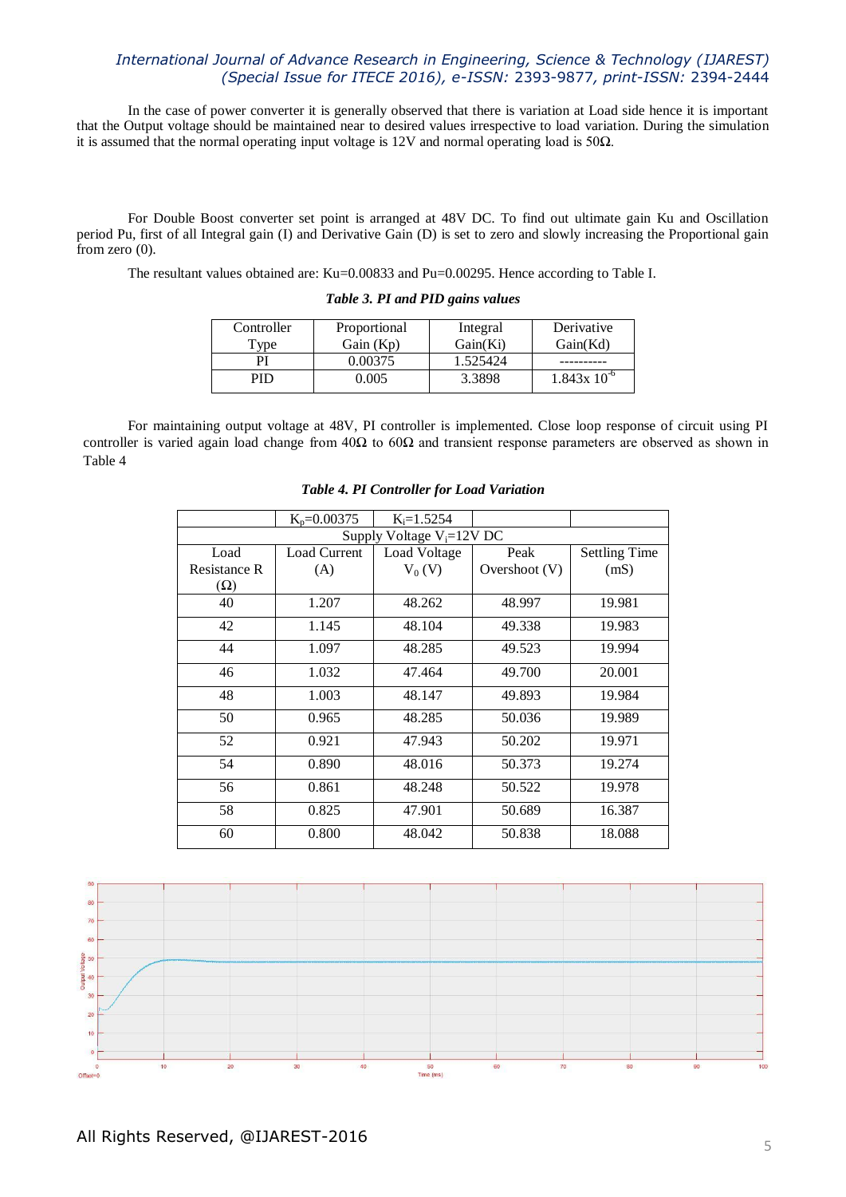In the case of power converter it is generally observed that there is variation at Load side hence it is important that the Output voltage should be maintained near to desired values irrespective to load variation. During the simulation it is assumed that the normal operating input voltage is 12V and normal operating load is 50Ω.

For Double Boost converter set point is arranged at 48V DC. To find out ultimate gain Ku and Oscillation period Pu, first of all Integral gain (I) and Derivative Gain (D) is set to zero and slowly increasing the Proportional gain from zero (0).

The resultant values obtained are: Ku=0.00833 and Pu=0.00295. Hence according to Table I.

***Table 3. PI and PID gains values***

| Controller Type | Proportional Gain (Kp) | Integral Gain(Ki) | Derivative Gain(Kd) |
|---|---|---|---|
| PI | 0.00375 | 1.525424 | ---------- |
| PID | 0.005 | 3.3898 | $1.843 \times 10^{-6}$ |

For maintaining output voltage at 48V, PI controller is implemented. Close loop response of circuit using PI controller is varied again load change from 40Ω to 60Ω and transient response parameters are observed as shown in Table 4

***Table 4. PI Controller for Load Variation***

| | $K_p$=0.00375 | $K_i$=1.5254 | | |
|---|---|---|---|---|
| Supply Voltage $V_i$=12V DC | | | | |
| Load Resistance R (Ω) | Load Current (A) | Load Voltage $V_0$ (V) | Peak Overshoot (V) | Settling Time (mS) |
| 40 | 1.207 | 48.262 | 48.997 | 19.981 |
| 42 | 1.145 | 48.104 | 49.338 | 19.983 |
| 44 | 1.097 | 48.285 | 49.523 | 19.994 |
| 46 | 1.032 | 47.464 | 49.700 | 20.001 |
| 48 | 1.003 | 48.147 | 49.893 | 19.984 |
| 50 | 0.965 | 48.285 | 50.036 | 19.989 |
| 52 | 0.921 | 47.943 | 50.202 | 19.971 |
| 54 | 0.890 | 48.016 | 50.373 | 19.274 |
| 56 | 0.861 | 48.248 | 50.522 | 19.978 |
| 58 | 0.825 | 47.901 | 50.689 | 16.387 |
| 60 | 0.800 | 48.042 | 50.838 | 18.088 |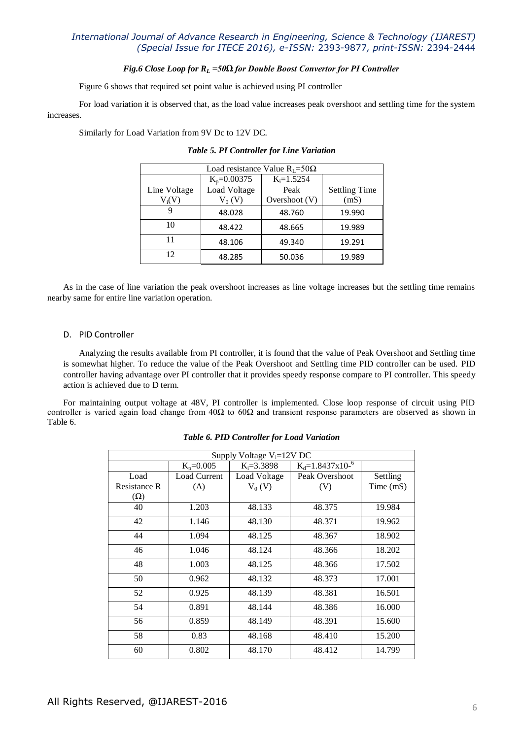***Fig.6 Close Loop for $R_L$ =50Ω for Double Boost Convertor for PI Controller***

Figure 6 shows that required set point value is achieved using PI controller

For load variation it is observed that, as the load value increases peak overshoot and settling time for the system increases.

Similarly for Load Variation from 9V Dc to 12V DC.

***Table 5. PI Controller for Line Variation***

| Load resistance Value $R_L$=50Ω | | | |
|---|---|---|---|
| | $K_p$=0.00375 | $K_i$=1.5254 | |
| Line Voltage $V_i$(V) | Load Voltage $V_0$ (V) | Peak Overshoot (V) | Settling Time (mS) |
| 9 | 48.028 | 48.760 | 19.990 |
| 10 | 48.422 | 48.665 | 19.989 |
| 11 | 48.106 | 49.340 | 19.291 |
| 12 | 48.285 | 50.036 | 19.989 |

As in the case of line variation the peak overshoot increases as line voltage increases but the settling time remains nearby same for entire line variation operation.

### D. PID Controller

Analyzing the results available from PI controller, it is found that the value of Peak Overshoot and Settling time is somewhat higher. To reduce the value of the Peak Overshoot and Settling time PID controller can be used. PID controller having advantage over PI controller that it provides speedy response compare to PI controller. This speedy action is achieved due to D term.

For maintaining output voltage at 48V, PI controller is implemented. Close loop response of circuit using PID controller is varied again load change from 40Ω to 60Ω and transient response parameters are observed as shown in Table 6.

***Table 6. PID Controller for Load Variation***

| Supply Voltage $V_i$=12V DC | | | | |
|---|---|---|---|---|
| | $K_p$=0.005 | $K_i$=3.3898 | $K_d$=1.8437x10-$^6$ | |
| Load Resistance R (Ω) | Load Current (A) | Load Voltage $V_0$ (V) | Peak Overshoot (V) | Settling Time (mS) |
| 40 | 1.203 | 48.133 | 48.375 | 19.984 |
| 42 | 1.146 | 48.130 | 48.371 | 19.962 |
| 44 | 1.094 | 48.125 | 48.367 | 18.902 |
| 46 | 1.046 | 48.124 | 48.366 | 18.202 |
| 48 | 1.003 | 48.125 | 48.366 | 17.502 |
| 50 | 0.962 | 48.132 | 48.373 | 17.001 |
| 52 | 0.925 | 48.139 | 48.381 | 16.501 |
| 54 | 0.891 | 48.144 | 48.386 | 16.000 |
| 56 | 0.859 | 48.149 | 48.391 | 15.600 |
| 58 | 0.83 | 48.168 | 48.410 | 15.200 |
| 60 | 0.802 | 48.170 | 48.412 | 14.799 |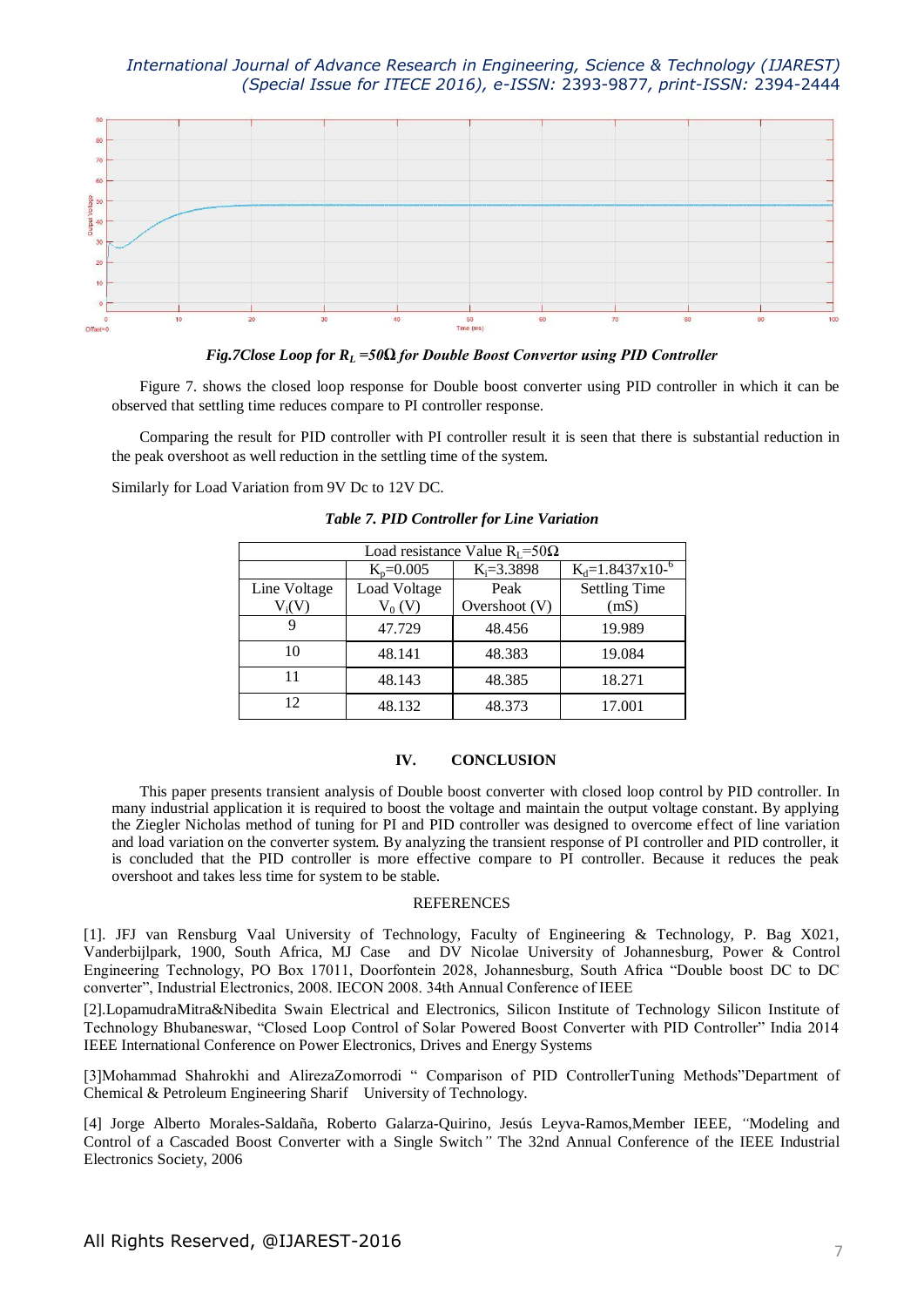0
10
20
30
40
50
60
70
80
90

Output Voltage

0
10
20
30
40
50
60
70
80
90
100

Time (ms)

Offset=0

***Fig.7Close Loop for $R_L$ =50Ω for Double Boost Convertor using PID Controller***

Figure 7. shows the closed loop response for Double boost converter using PID controller in which it can be observed that settling time reduces compare to PI controller response.

Comparing the result for PID controller with PI controller result it is seen that there is substantial reduction in the peak overshoot as well reduction in the settling time of the system.

Similarly for Load Variation from 9V Dc to 12V DC.

***Table 7. PID Controller for Line Variation***

| Load resistance Value $R_L$=50Ω | | | |
|---|---|---|---|
| | $K_p$=0.005 | $K_i$=3.3898 | $K_d$=1.8437x10-[6] |
| Line Voltage $V_i$(V) | Load Voltage $V_0$ (V) | Peak Overshoot (V) | Settling Time (mS) |
| 9 | 47.729 | 48.456 | 19.989 |
| 10 | 48.141 | 48.383 | 19.084 |
| 11 | 48.143 | 48.385 | 18.271 |
| 12 | 48.132 | 48.373 | 17.001 |

## IV. CONCLUSION

This paper presents transient analysis of Double boost converter with closed loop control by PID controller. In many industrial application it is required to boost the voltage and maintain the output voltage constant. By applying the Ziegler Nicholas method of tuning for PI and PID controller was designed to overcome effect of line variation and load variation on the converter system. By analyzing the transient response of PI controller and PID controller, it is concluded that the PID controller is more effective compare to PI controller. Because it reduces the peak overshoot and takes less time for system to be stable.

## REFERENCES

[1]. JFJ van Rensburg Vaal University of Technology, Faculty of Engineering & Technology, P. Bag X021, Vanderbijlpark, 1900, South Africa, MJ Case and DV Nicolae University of Johannesburg, Power & Control Engineering Technology, PO Box 17011, Doornfontein 2028, Johannesburg, South Africa "Double boost DC to DC converter", Industrial Electronics, 2008. IECON 2008. 34th Annual Conference of IEEE

[2].LopamudraMitra&Nibedita Swain Electrical and Electronics, Silicon Institute of Technology Silicon Institute of Technology Bhubaneswar, "Closed Loop Control of Solar Powered Boost Converter with PID Controller" India 2014 IEEE International Conference on Power Electronics, Drives and Energy Systems

[3]Mohammad Shahrokhi and AlirezaZomorrodi " Comparison of PID ControllerTuning Methods"Department of Chemical & Petroleum Engineering Sharif University of Technology.

[4] Jorge Alberto Morales-Saldaña, Roberto Galarza-Quirino, Jesús Leyva-Ramos,Member IEEE, *"*Modeling and Control of a Cascaded Boost Converter with a Single Switch*"* The 32nd Annual Conference of the IEEE Industrial Electronics Society, 2006